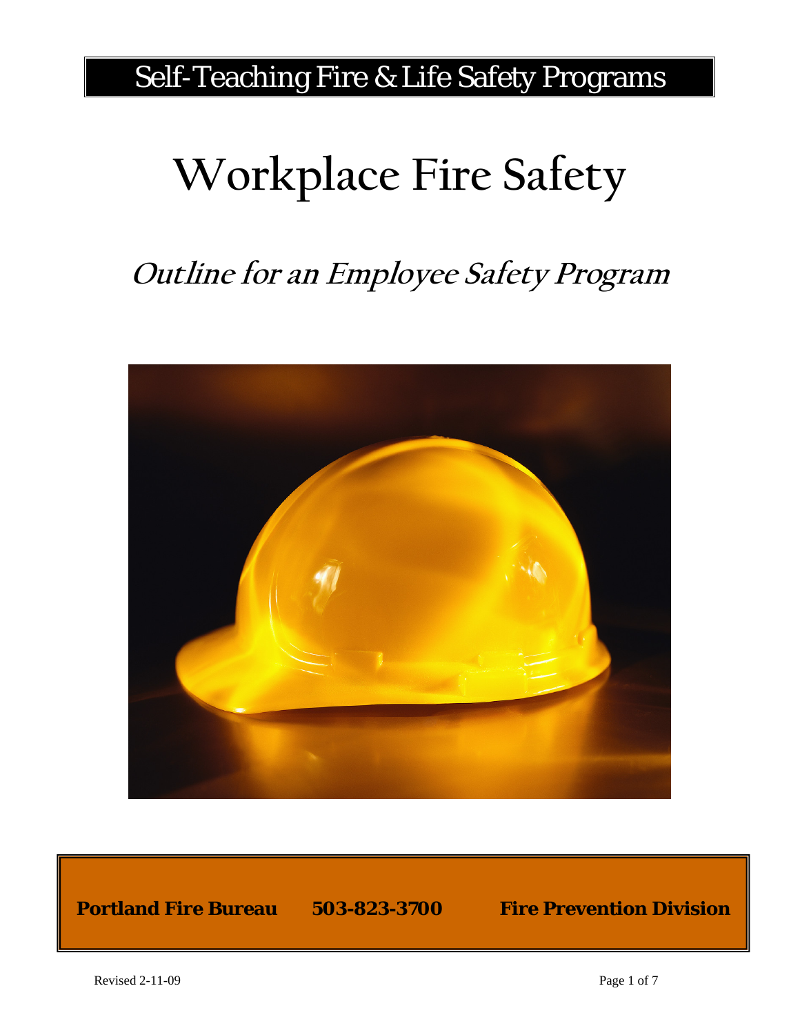Self-Teaching Fire & Life Safety Programs

# Workplace Fire Safety

## *Outline for an Employee Safety Program*

**Portland Fire Bureau      503-823-3700      Fire Prevention Division**

Revised 2-11-09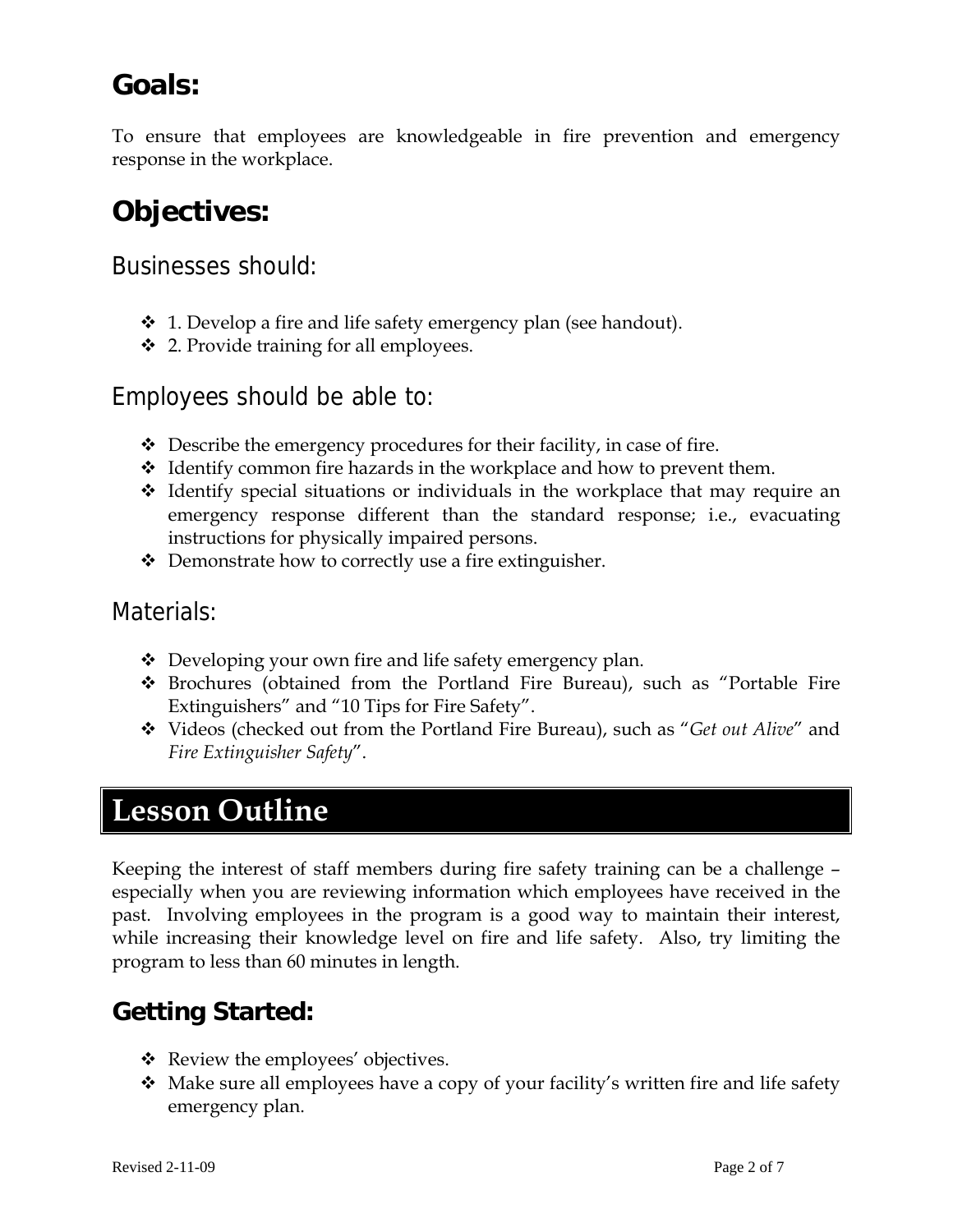## Goals:

To ensure that employees are knowledgeable in fire prevention and emergency response in the workplace.

## Objectives:

### Businesses should:

- 1. Develop a fire and life safety emergency plan (see handout).
- 2. Provide training for all employees.

### Employees should be able to:

- Describe the emergency procedures for their facility, in case of fire.
- Identify common fire hazards in the workplace and how to prevent them.
- Identify special situations or individuals in the workplace that may require an emergency response different than the standard response; i.e., evacuating instructions for physically impaired persons.
- Demonstrate how to correctly use a fire extinguisher.

### Materials:

- Developing your own fire and life safety emergency plan.
- Brochures (obtained from the Portland Fire Bureau), such as "Portable Fire Extinguishers" and "10 Tips for Fire Safety".
- Videos (checked out from the Portland Fire Bureau), such as "*Get out Alive*" and *Fire Extinguisher Safety*".

# Lesson Outline

Keeping the interest of staff members during fire safety training can be a challenge – especially when you are reviewing information which employees have received in the past. Involving employees in the program is a good way to maintain their interest, while increasing their knowledge level on fire and life safety. Also, try limiting the program to less than 60 minutes in length.

## Getting Started:

- Review the employees' objectives.
- Make sure all employees have a copy of your facility's written fire and life safety emergency plan.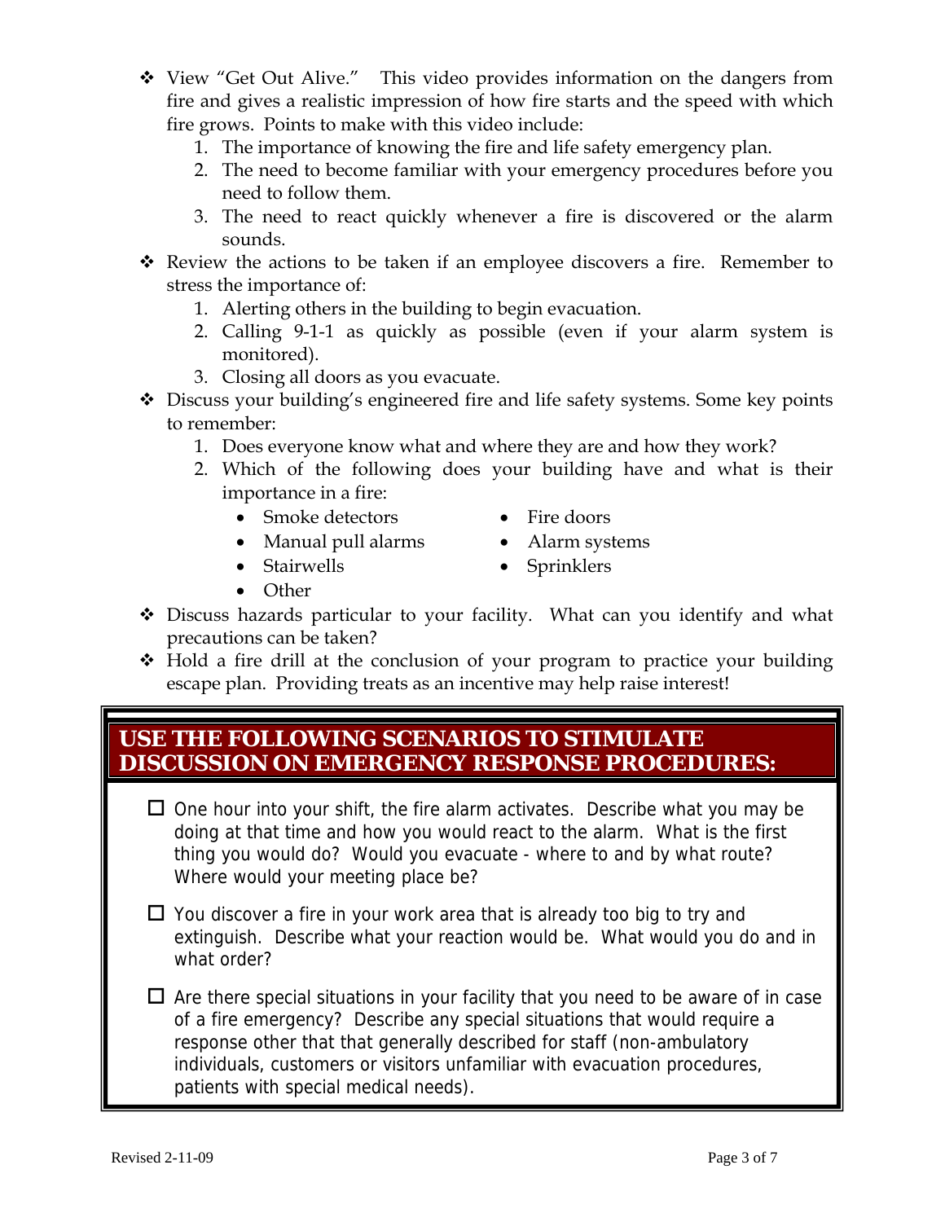- View "Get Out Alive." This video provides information on the dangers from fire and gives a realistic impression of how fire starts and the speed with which fire grows. Points to make with this video include:
  1. The importance of knowing the fire and life safety emergency plan.
  2. The need to become familiar with your emergency procedures before you need to follow them.
  3. The need to react quickly whenever a fire is discovered or the alarm sounds.
- Review the actions to be taken if an employee discovers a fire. Remember to stress the importance of:
  1. Alerting others in the building to begin evacuation.
  2. Calling 9-1-1 as quickly as possible (even if your alarm system is monitored).
  3. Closing all doors as you evacuate.
- Discuss your building's engineered fire and life safety systems. Some key points to remember:
  1. Does everyone know what and where they are and how they work?
  2. Which of the following does your building have and what is their importance in a fire:
     - Smoke detectors
     - Manual pull alarms
     - Stairwells
     - Other
     - Fire doors
     - Alarm systems
     - Sprinklers
- Discuss hazards particular to your facility. What can you identify and what precautions can be taken?
- Hold a fire drill at the conclusion of your program to practice your building escape plan. Providing treats as an incentive may help raise interest!

## USE THE FOLLOWING SCENARIOS TO STIMULATE DISCUSSION ON EMERGENCY RESPONSE PROCEDURES:

- ☐ One hour into your shift, the fire alarm activates. Describe what you may be doing at that time and how you would react to the alarm. What is the first thing you would do? Would you evacuate - where to and by what route? Where would your meeting place be?
- ☐ You discover a fire in your work area that is already too big to try and extinguish. Describe what your reaction would be. What would you do and in what order?
- ☐ Are there special situations in your facility that you need to be aware of in case of a fire emergency? Describe any special situations that would require a response other that that generally described for staff (non-ambulatory individuals, customers or visitors unfamiliar with evacuation procedures, patients with special medical needs).

Revised 2-11-09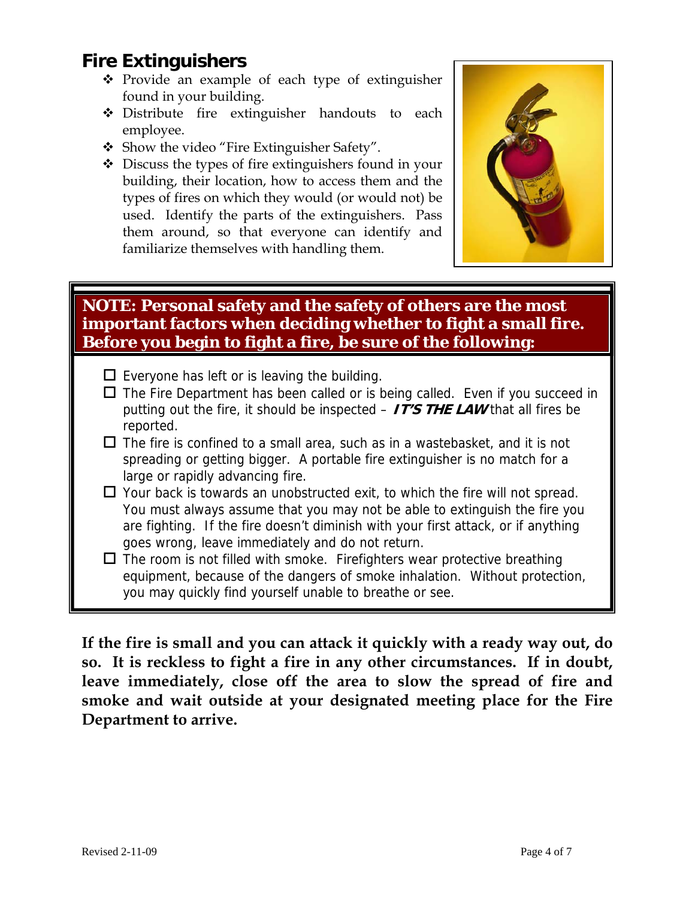## Fire Extinguishers

- Provide an example of each type of extinguisher found in your building.
- Distribute fire extinguisher handouts to each employee.
- Show the video "Fire Extinguisher Safety".
- Discuss the types of fire extinguishers found in your building, their location, how to access them and the types of fires on which they would (or would not) be used. Identify the parts of the extinguishers. Pass them around, so that everyone can identify and familiarize themselves with handling them.

**NOTE: Personal safety and the safety of others are the most important factors when deciding whether to fight a small fire. Before you begin to fight a fire, be sure of the following:**

- ☐ Everyone has left or is leaving the building.
- ☐ The Fire Department has been called or is being called. Even if you succeed in putting out the fire, it should be inspected – ***IT'S THE LAW*** that all fires be reported.
- ☐ The fire is confined to a small area, such as in a wastebasket, and it is not spreading or getting bigger. A portable fire extinguisher is no match for a large or rapidly advancing fire.
- ☐ Your back is towards an unobstructed exit, to which the fire will not spread. You must always assume that you may not be able to extinguish the fire you are fighting. If the fire doesn't diminish with your first attack, or if anything goes wrong, leave immediately and do not return.
- ☐ The room is not filled with smoke. Firefighters wear protective breathing equipment, because of the dangers of smoke inhalation. Without protection, you may quickly find yourself unable to breathe or see.

**If the fire is small and you can attack it quickly with a ready way out, do so. It is reckless to fight a fire in any other circumstances. If in doubt, leave immediately, close off the area to slow the spread of fire and smoke and wait outside at your designated meeting place for the Fire Department to arrive.**

Revised 2-11-09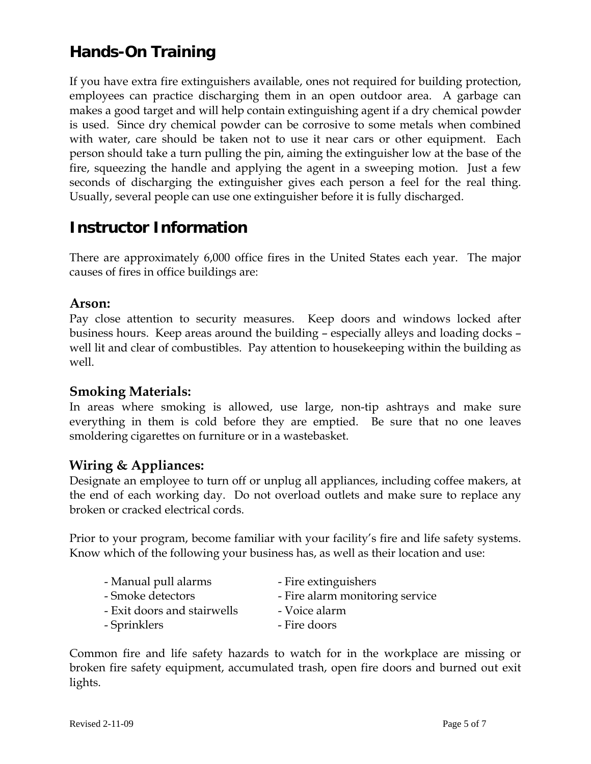## Hands-On Training

If you have extra fire extinguishers available, ones not required for building protection, employees can practice discharging them in an open outdoor area. A garbage can makes a good target and will help contain extinguishing agent if a dry chemical powder is used. Since dry chemical powder can be corrosive to some metals when combined with water, care should be taken not to use it near cars or other equipment. Each person should take a turn pulling the pin, aiming the extinguisher low at the base of the fire, squeezing the handle and applying the agent in a sweeping motion. Just a few seconds of discharging the extinguisher gives each person a feel for the real thing. Usually, several people can use one extinguisher before it is fully discharged.

## Instructor Information

There are approximately 6,000 office fires in the United States each year. The major causes of fires in office buildings are:

### Arson:

Pay close attention to security measures. Keep doors and windows locked after business hours. Keep areas around the building – especially alleys and loading docks – well lit and clear of combustibles. Pay attention to housekeeping within the building as well.

### Smoking Materials:

In areas where smoking is allowed, use large, non-tip ashtrays and make sure everything in them is cold before they are emptied. Be sure that no one leaves smoldering cigarettes on furniture or in a wastebasket.

### Wiring & Appliances:

Designate an employee to turn off or unplug all appliances, including coffee makers, at the end of each working day. Do not overload outlets and make sure to replace any broken or cracked electrical cords.

Prior to your program, become familiar with your facility's fire and life safety systems. Know which of the following your business has, as well as their location and use:

- Manual pull alarms
- Smoke detectors
- Exit doors and stairwells
- Sprinklers
- Fire extinguishers
- Fire alarm monitoring service
- Voice alarm
- Fire doors

Common fire and life safety hazards to watch for in the workplace are missing or broken fire safety equipment, accumulated trash, open fire doors and burned out exit lights.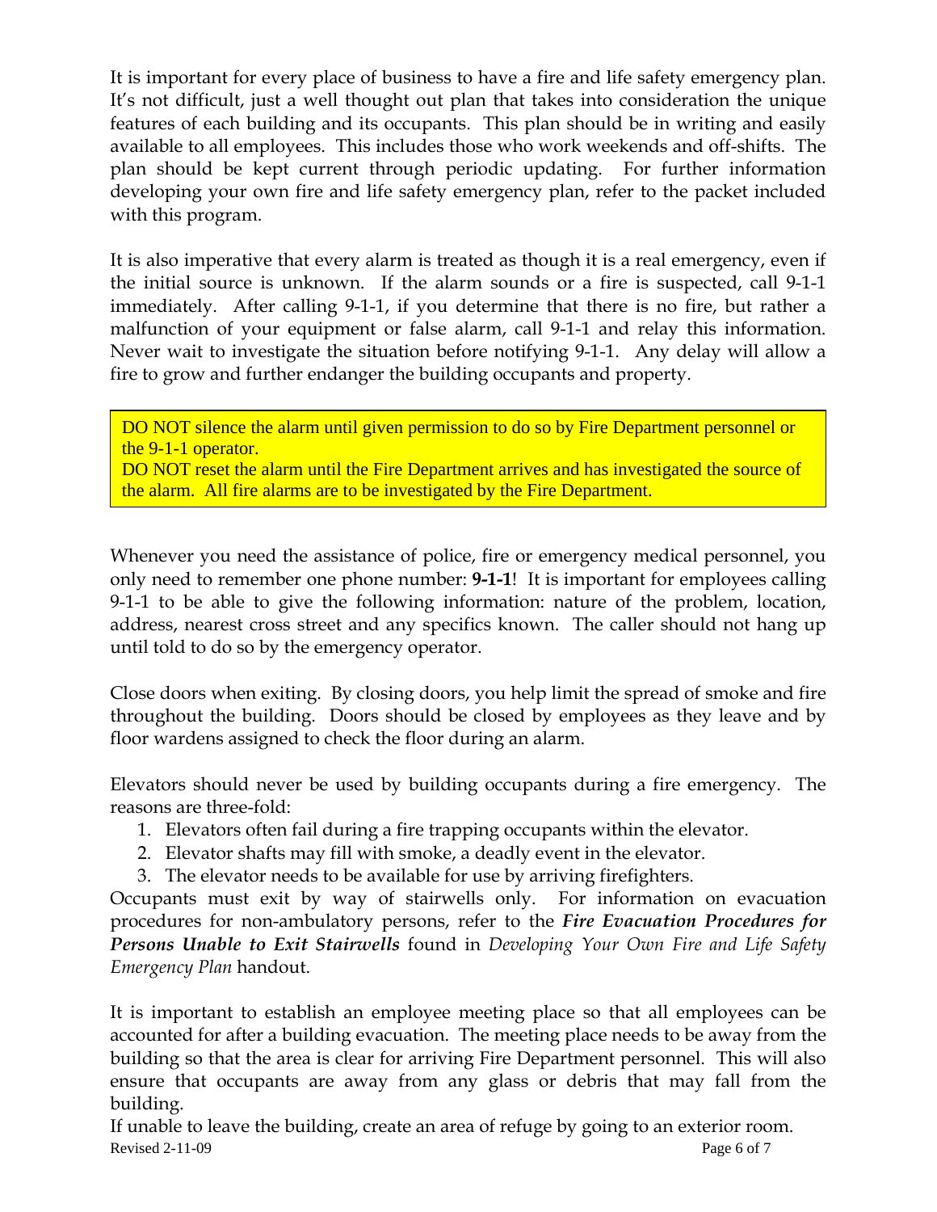It is important for every place of business to have a fire and life safety emergency plan. It's not difficult, just a well thought out plan that takes into consideration the unique features of each building and its occupants. This plan should be in writing and easily available to all employees. This includes those who work weekends and off-shifts. The plan should be kept current through periodic updating. For further information developing your own fire and life safety emergency plan, refer to the packet included with this program.

It is also imperative that every alarm is treated as though it is a real emergency, even if the initial source is unknown. If the alarm sounds or a fire is suspected, call 9-1-1 immediately. After calling 9-1-1, if you determine that there is no fire, but rather a malfunction of your equipment or false alarm, call 9-1-1 and relay this information. Never wait to investigate the situation before notifying 9-1-1. Any delay will allow a fire to grow and further endanger the building occupants and property.

> DO NOT silence the alarm until given permission to do so by Fire Department personnel or the 9-1-1 operator.
> DO NOT reset the alarm until the Fire Department arrives and has investigated the source of the alarm. All fire alarms are to be investigated by the Fire Department.

Whenever you need the assistance of police, fire or emergency medical personnel, you only need to remember one phone number: **9-1-1**! It is important for employees calling 9-1-1 to be able to give the following information: nature of the problem, location, address, nearest cross street and any specifics known. The caller should not hang up until told to do so by the emergency operator.

Close doors when exiting. By closing doors, you help limit the spread of smoke and fire throughout the building. Doors should be closed by employees as they leave and by floor wardens assigned to check the floor during an alarm.

Elevators should never be used by building occupants during a fire emergency. The reasons are three-fold:

1. Elevators often fail during a fire trapping occupants within the elevator.
2. Elevator shafts may fill with smoke, a deadly event in the elevator.
3. The elevator needs to be available for use by arriving firefighters.

Occupants must exit by way of stairwells only. For information on evacuation procedures for non-ambulatory persons, refer to the ***Fire Evacuation Procedures for Persons Unable to Exit Stairwells*** found in *Developing Your Own Fire and Life Safety Emergency Plan* handout.

It is important to establish an employee meeting place so that all employees can be accounted for after a building evacuation. The meeting place needs to be away from the building so that the area is clear for arriving Fire Department personnel. This will also ensure that occupants are away from any glass or debris that may fall from the building.

If unable to leave the building, create an area of refuge by going to an exterior room.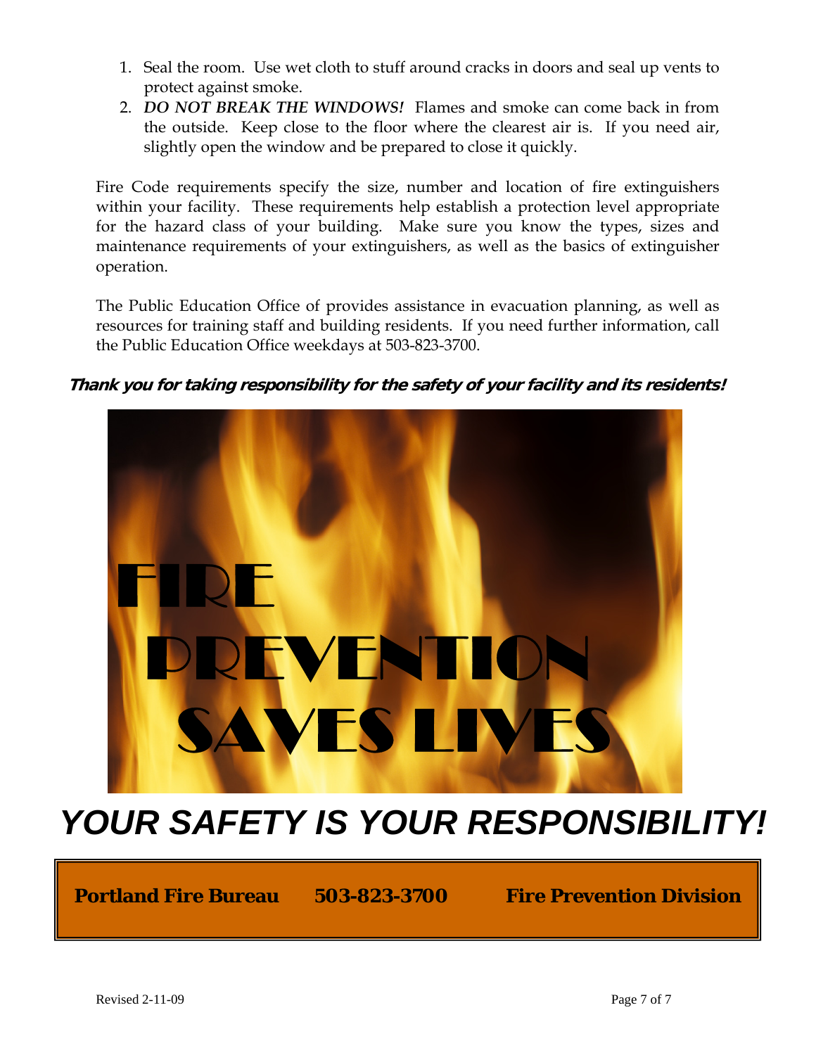1. Seal the room. Use wet cloth to stuff around cracks in doors and seal up vents to protect against smoke.
2. ***DO NOT BREAK THE WINDOWS!*** Flames and smoke can come back in from the outside. Keep close to the floor where the clearest air is. If you need air, slightly open the window and be prepared to close it quickly.

Fire Code requirements specify the size, number and location of fire extinguishers within your facility. These requirements help establish a protection level appropriate for the hazard class of your building. Make sure you know the types, sizes and maintenance requirements of your extinguishers, as well as the basics of extinguisher operation.

The Public Education Office of provides assistance in evacuation planning, as well as resources for training staff and building residents. If you need further information, call the Public Education Office weekdays at 503-823-3700.

***Thank you for taking responsibility for the safety of your facility and its residents!***

FIRE PREVENTION SAVES LIVES

# *YOUR SAFETY IS YOUR RESPONSIBILITY!*

**Portland Fire Bureau 503-823-3700 Fire Prevention Division**

Revised 2-11-09